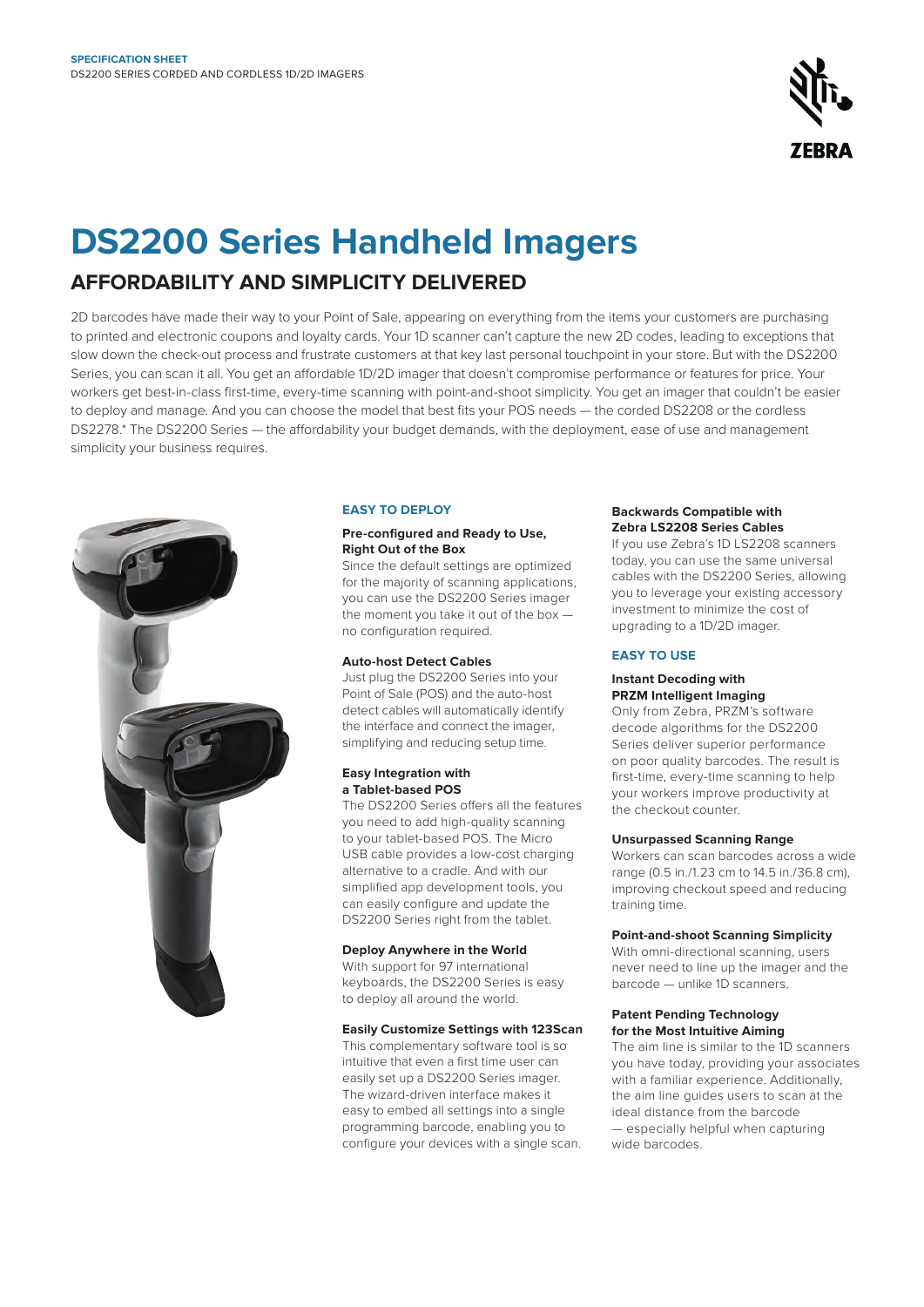**SPECIFICATION SHEET**
DS2200 SERIES CORDED AND CORDLESS 1D/2D IMAGERS

# DS2200 Series Handheld Imagers

## AFFORDABILITY AND SIMPLICITY DELIVERED

2D barcodes have made their way to your Point of Sale, appearing on everything from the items your customers are purchasing to printed and electronic coupons and loyalty cards. Your 1D scanner can't capture the new 2D codes, leading to exceptions that slow down the check-out process and frustrate customers at that key last personal touchpoint in your store. But with the DS2200 Series, you can scan it all. You get an affordable 1D/2D imager that doesn't compromise performance or features for price. Your workers get best-in-class first-time, every-time scanning with point-and-shoot simplicity. You get an imager that couldn't be easier to deploy and manage. And you can choose the model that best fits your POS needs — the corded DS2208 or the cordless DS2278.* The DS2200 Series — the affordability your budget demands, with the deployment, ease of use and management simplicity your business requires.

### EASY TO DEPLOY

**Pre-configured and Ready to Use, Right Out of the Box**

Since the default settings are optimized for the majority of scanning applications, you can use the DS2200 Series imager the moment you take it out of the box — no configuration required.

**Auto-host Detect Cables**

Just plug the DS2200 Series into your Point of Sale (POS) and the auto-host detect cables will automatically identify the interface and connect the imager, simplifying and reducing setup time.

**Easy Integration with a Tablet-based POS**

The DS2200 Series offers all the features you need to add high-quality scanning to your tablet-based POS. The Micro USB cable provides a low-cost charging alternative to a cradle. And with our simplified app development tools, you can easily configure and update the DS2200 Series right from the tablet.

**Deploy Anywhere in the World**

With support for 97 international keyboards, the DS2200 Series is easy to deploy all around the world.

**Easily Customize Settings with 123Scan**

This complementary software tool is so intuitive that even a first time user can easily set up a DS2200 Series imager. The wizard-driven interface makes it easy to embed all settings into a single programming barcode, enabling you to configure your devices with a single scan.

**Backwards Compatible with Zebra LS2208 Series Cables**

If you use Zebra's 1D LS2208 scanners today, you can use the same universal cables with the DS2200 Series, allowing you to leverage your existing accessory investment to minimize the cost of upgrading to a 1D/2D imager.

### EASY TO USE

**Instant Decoding with PRZM Intelligent Imaging**

Only from Zebra, PRZM's software decode algorithms for the DS2200 Series deliver superior performance on poor quality barcodes. The result is first-time, every-time scanning to help your workers improve productivity at the checkout counter.

**Unsurpassed Scanning Range**

Workers can scan barcodes across a wide range (0.5 in./1.23 cm to 14.5 in./36.8 cm), improving checkout speed and reducing training time.

**Point-and-shoot Scanning Simplicity**

With omni-directional scanning, users never need to line up the imager and the barcode — unlike 1D scanners.

**Patent Pending Technology for the Most Intuitive Aiming**

The aim line is similar to the 1D scanners you have today, providing your associates with a familiar experience. Additionally, the aim line guides users to scan at the ideal distance from the barcode — especially helpful when capturing wide barcodes.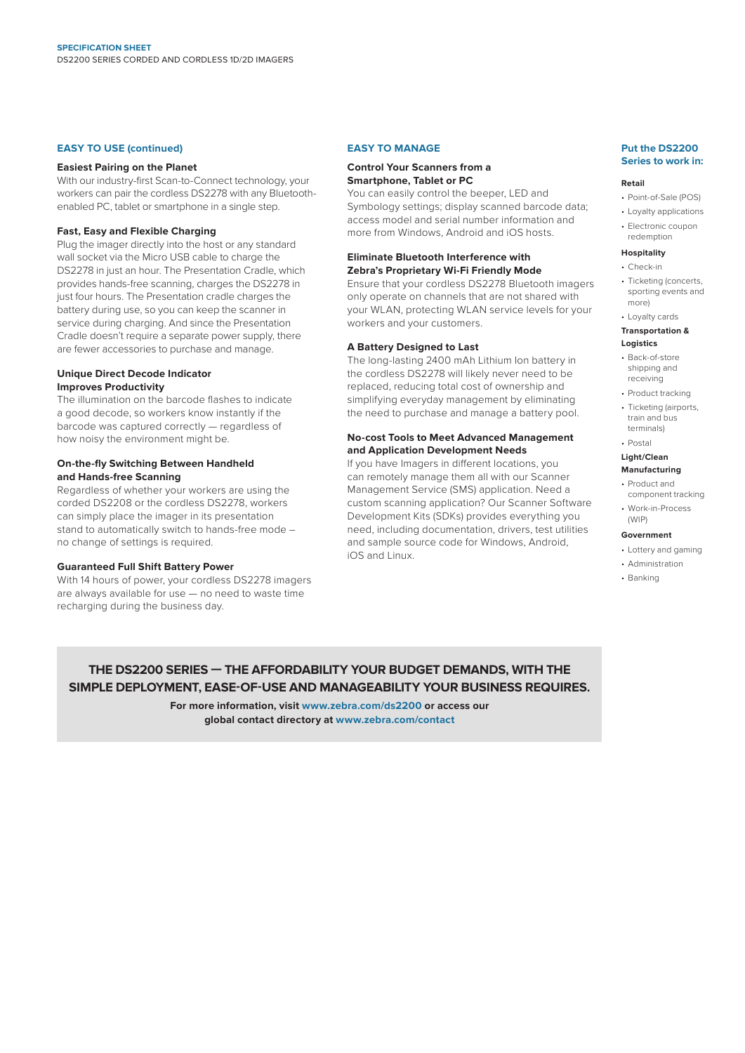## EASY TO USE (continued)

### Easiest Pairing on the Planet

With our industry-first Scan-to-Connect technology, your workers can pair the cordless DS2278 with any Bluetooth-enabled PC, tablet or smartphone in a single step.

### Fast, Easy and Flexible Charging

Plug the imager directly into the host or any standard wall socket via the Micro USB cable to charge the DS2278 in just an hour. The Presentation Cradle, which provides hands-free scanning, charges the DS2278 in just four hours. The Presentation cradle charges the battery during use, so you can keep the scanner in service during charging. And since the Presentation Cradle doesn't require a separate power supply, there are fewer accessories to purchase and manage.

### Unique Direct Decode Indicator Improves Productivity

The illumination on the barcode flashes to indicate a good decode, so workers know instantly if the barcode was captured correctly — regardless of how noisy the environment might be.

### On-the-fly Switching Between Handheld and Hands-free Scanning

Regardless of whether your workers are using the corded DS2208 or the cordless DS2278, workers can simply place the imager in its presentation stand to automatically switch to hands-free mode – no change of settings is required.

### Guaranteed Full Shift Battery Power

With 14 hours of power, your cordless DS2278 imagers are always available for use — no need to waste time recharging during the business day.

## EASY TO MANAGE

### Control Your Scanners from a Smartphone, Tablet or PC

You can easily control the beeper, LED and Symbology settings; display scanned barcode data; access model and serial number information and more from Windows, Android and iOS hosts.

### Eliminate Bluetooth Interference with Zebra's Proprietary Wi-Fi Friendly Mode

Ensure that your cordless DS2278 Bluetooth imagers only operate on channels that are not shared with your WLAN, protecting WLAN service levels for your workers and your customers.

### A Battery Designed to Last

The long-lasting 2400 mAh Lithium Ion battery in the cordless DS2278 will likely never need to be replaced, reducing total cost of ownership and simplifying everyday management by eliminating the need to purchase and manage a battery pool.

### No-cost Tools to Meet Advanced Management and Application Development Needs

If you have Imagers in different locations, you can remotely manage them all with our Scanner Management Service (SMS) application. Need a custom scanning application? Our Scanner Software Development Kits (SDKs) provides everything you need, including documentation, drivers, test utilities and sample source code for Windows, Android, iOS and Linux.

## Put the DS2200 Series to work in:

**Retail**

- Point-of-Sale (POS)
- Loyalty applications
- Electronic coupon redemption

**Hospitality**

- Check-in
- Ticketing (concerts, sporting events and more)
- Loyalty cards

**Transportation & Logistics**

- Back-of-store shipping and receiving
- Product tracking
- Ticketing (airports, train and bus terminals)
- Postal

**Light/Clean Manufacturing**

- Product and component tracking
- Work-in-Process (WIP)

**Government**

- Lottery and gaming
- Administration
- Banking

**THE DS2200 SERIES — THE AFFORDABILITY YOUR BUDGET DEMANDS, WITH THE SIMPLE DEPLOYMENT, EASE-OF-USE AND MANAGEABILITY YOUR BUSINESS REQUIRES.**

**For more information, visit www.zebra.com/ds2200 or access our global contact directory at www.zebra.com/contact**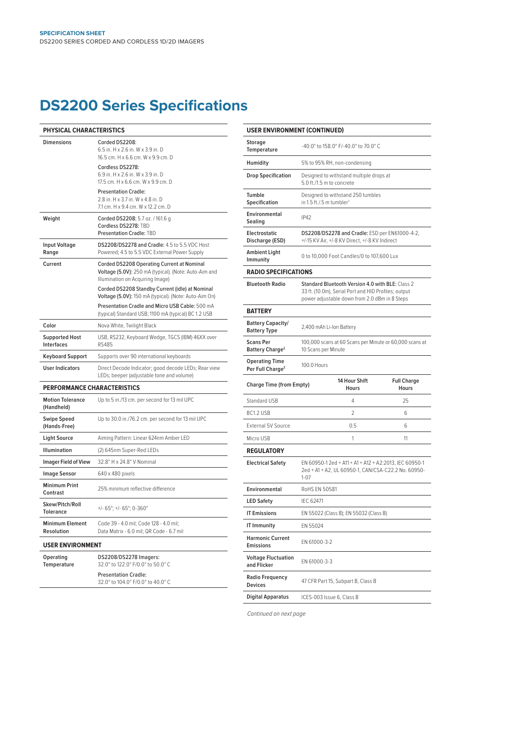# DS2200 Series Specifications

| PHYSICAL CHARACTERISTICS | |
|---|---|
| Dimensions | Corded DS2208:<br>6.5 in. H x 2.6 in. W x 3.9 in. D<br>16.5 cm. H x 6.6 cm. W x 9.9 cm. D<br>Cordless DS2278:<br>6.9 in. H x 2.6 in. W x 3.9 in. D<br>17.5 cm. H x 6.6 cm. W x 9.9 cm. D<br>Presentation Cradle:<br>2.8 in. H x 3.7 in. W x 4.8 in. D<br>7.1 cm. H x 9.4 cm. W x 12.2 cm. D |
| Weight | **Corded DS2208:** 5.7 oz. / 161.6 g<br>**Cordless DS2278:** TBD<br>**Presentation Cradle:** TBD |
| Input Voltage Range | **DS2208/DS2278 and Cradle:** 4.5 to 5.5 VDC Host Powered; 4.5 to 5.5 VDC External Power Supply |
| Current | **Corded DS2208 Operating Current at Nominal Voltage (5.0V):** 250 mA (typical). (Note: Auto-Aim and Illumination on Acquiring Image)<br>**Corded DS2208 Standby Current (idle) at Nominal Voltage (5.0V):** 150 mA (typical). (Note: Auto-Aim On)<br>**Presentation Cradle and Micro USB Cable:** 500 mA (typical) Standard USB; 1100 mA (typical) BC 1.2 USB |
| Color | Nova White, Twilight Black |
| Supported Host Interfaces | USB, RS232, Keyboard Wedge, TGCS (IBM) 46XX over RS485 |
| Keyboard Support | Supports over 90 international keyboards |
| User Indicators | Direct Decode Indicator; good decode LEDs; Rear view LEDs; beeper (adjustable tone and volume) |

| PERFORMANCE CHARACTERISTICS | |
|---|---|
| Motion Tolerance (Handheld) | Up to 5 in./13 cm. per second for 13 mil UPC |
| Swipe Speed (Hands-Free) | Up to 30.0 in./76.2 cm. per second for 13 mil UPC |
| Light Source | Aiming Pattern: Linear 624nm Amber LED |
| Illumination | (2) 645nm Super-Red LEDs |
| Imager Field of View | 32.8° H x 24.8° V Nominal |
| Image Sensor | 640 x 480 pixels |
| Minimum Print Contrast | 25% minimum reflective difference |
| Skew/Pitch/Roll Tolerance | +/- 65°; +/- 65°; 0-360° |
| Minimum Element Resolution | Code 39 - 4.0 mil; Code 128 - 4.0 mil; Data Matrix - 6.0 mil; QR Code - 6.7 mil |

| USER ENVIRONMENT | |
|---|---|
| Operating Temperature | DS2208/DS2278 Imagers:<br>32.0° to 122.0° F/0.0° to 50.0° C<br>Presentation Cradle:<br>32.0° to 104.0° F/0.0° to 40.0° C |
| Storage Temperature | -40.0° to 158.0° F/-40.0° to 70.0° C |
| Humidity | 5% to 95% RH, non-condensing |
| Drop Specification | Designed to withstand multiple drops at 5.0 ft./1.5 m to concrete |
| Tumble Specification | Designed to withstand 250 tumbles in 1.5 ft./.5 m tumbler[1] |
| Environmental Sealing | IP42 |
| Electrostatic Discharge (ESD) | **DS2208/DS2278 and Cradle:** ESD per EN61000-4-2, +/-15 KV Air, +/-8 KV Direct, +/-8 KV Indirect |
| Ambient Light Immunity | 0 to 10,000 Foot Candles/0 to 107,600 Lux |

| RADIO SPECIFICATIONS | |
|---|---|
| Bluetooth Radio | **Standard Bluetooth Version 4.0 with BLE:** Class 2 33 ft. (10.0m), Serial Port and HID Profiles; output power adjustable down from 2.0 dBm in 8 Steps |

| BATTERY | | |
|---|---|---|
| Battery Capacity/ Battery Type | 2,400 mAh Li-Ion Battery | |
| Scans Per Battery Charge[2] | 100,000 scans at 60 Scans per Minute or 60,000 scans at 10 Scans per Minute | |
| Operating Time Per Full Charge[2] | 100.0 Hours | |
| Charge Time (from Empty) | 14 Hour Shift Hours | Full Charge Hours |
| Standard USB | 4 | 25 |
| BC1.2 USB | 2 | 6 |
| External 5V Source | 0.5 | 6 |
| Micro USB | 1 | 11 |

| REGULATORY | |
|---|---|
| Electrical Safety | EN 60950-1 2ed + A11 + A1 + A12 + A2:2013, IEC 60950-1 2ed + A1 + A2, UL 60950-1, CAN/CSA-C22.2 No. 60950-1-07 |
| Environmental | RoHS EN 50581 |
| LED Safety | IEC 62471 |
| IT Emissions | EN 55022 (Class B); EN 55032 (Class B) |
| IT Immunity | EN 55024 |
| Harmonic Current Emissions | EN 61000-3-2 |
| Voltage Fluctuation and Flicker | EN 61000-3-3 |
| Radio Frequency Devices | 47 CFR Part 15, Subpart B, Class B |
| Digital Apparatus | ICES-003 Issue 6, Class B |

*Continued on next page*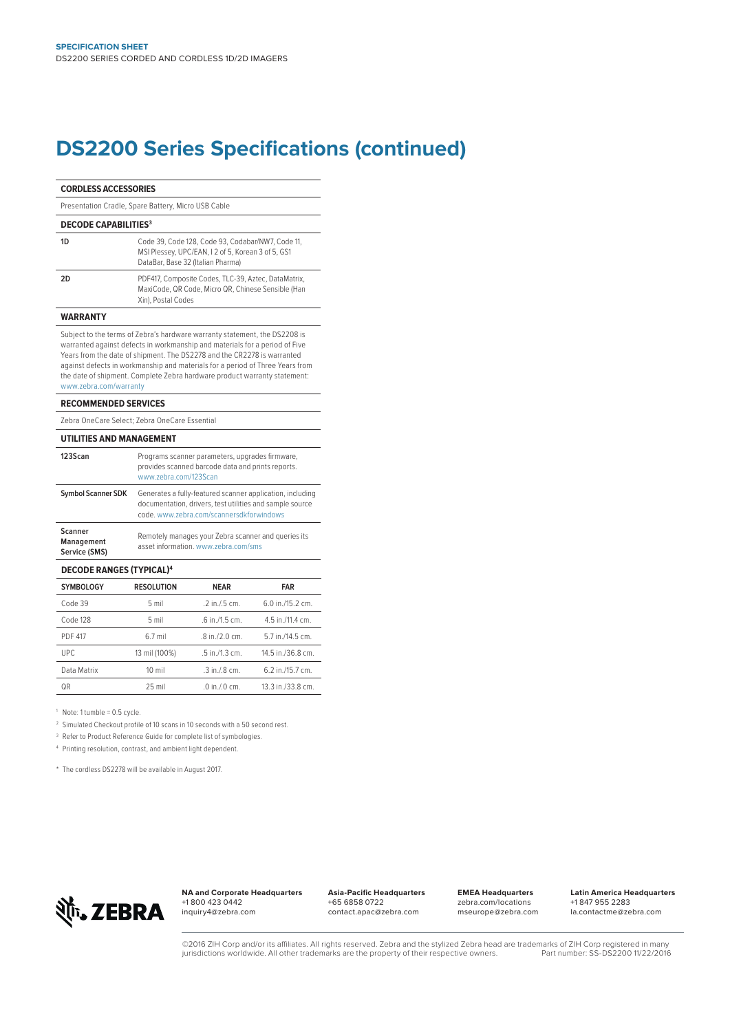# DS2200 Series Specifications (continued)

### CORDLESS ACCESSORIES

Presentation Cradle, Spare Battery, Micro USB Cable

### DECODE CAPABILITIES[3]

| | |
|---|---|
| **1D** | Code 39, Code 128, Code 93, Codabar/NW7, Code 11, MSI Plessey, UPC/EAN, I 2 of 5, Korean 3 of 5, GS1 DataBar, Base 32 (Italian Pharma) |
| **2D** | PDF417, Composite Codes, TLC-39, Aztec, DataMatrix, MaxiCode, QR Code, Micro QR, Chinese Sensible (Han Xin), Postal Codes |

### WARRANTY

Subject to the terms of Zebra's hardware warranty statement, the DS2208 is warranted against defects in workmanship and materials for a period of Five Years from the date of shipment. The DS2278 and the CR2278 is warranted against defects in workmanship and materials for a period of Three Years from the date of shipment. Complete Zebra hardware product warranty statement: www.zebra.com/warranty

### RECOMMENDED SERVICES

Zebra OneCare Select; Zebra OneCare Essential

### UTILITIES AND MANAGEMENT

| | |
|---|---|
| **123Scan** | Programs scanner parameters, upgrades firmware, provides scanned barcode data and prints reports. www.zebra.com/123Scan |
| **Symbol Scanner SDK** | Generates a fully-featured scanner application, including documentation, drivers, test utilities and sample source code. www.zebra.com/scannersdkforwindows |
| **Scanner Management Service (SMS)** | Remotely manages your Zebra scanner and queries its asset information. www.zebra.com/sms |

### DECODE RANGES (TYPICAL)[4]

| SYMBOLOGY | RESOLUTION | NEAR | FAR |
|---|---|---|---|
| Code 39 | 5 mil | .2 in./.5 cm. | 6.0 in./15.2 cm. |
| Code 128 | 5 mil | .6 in./1.5 cm. | 4.5 in./11.4 cm. |
| PDF 417 | 6.7 mil | .8 in./2.0 cm. | 5.7 in./14.5 cm. |
| UPC | 13 mil (100%) | .5 in./1.3 cm. | 14.5 in./36.8 cm. |
| Data Matrix | 10 mil | .3 in./.8 cm. | 6.2 in./15.7 cm. |
| QR | 25 mil | .0 in./.0 cm. | 13.3 in./33.8 cm. |

[1] Note: 1 tumble = 0.5 cycle.

[2] Simulated Checkout profile of 10 scans in 10 seconds with a 50 second rest.

[3] Refer to Product Reference Guide for complete list of symbologies.

[4] Printing resolution, contrast, and ambient light dependent.

* The cordless DS2278 will be available in August 2017.

**NA and Corporate Headquarters**
+1 800 423 0442
inquiry4@zebra.com

**Asia-Pacific Headquarters**
+65 6858 0722
contact.apac@zebra.com

**EMEA Headquarters**
zebra.com/locations
mseurope@zebra.com

**Latin America Headquarters**
+1 847 955 2283
la.contactme@zebra.com

©2016 ZIH Corp and/or its affiliates. All rights reserved. Zebra and the stylized Zebra head are trademarks of ZIH Corp registered in many jurisdictions worldwide. All other trademarks are the property of their respective owners. Part number: SS-DS2200 11/22/2016